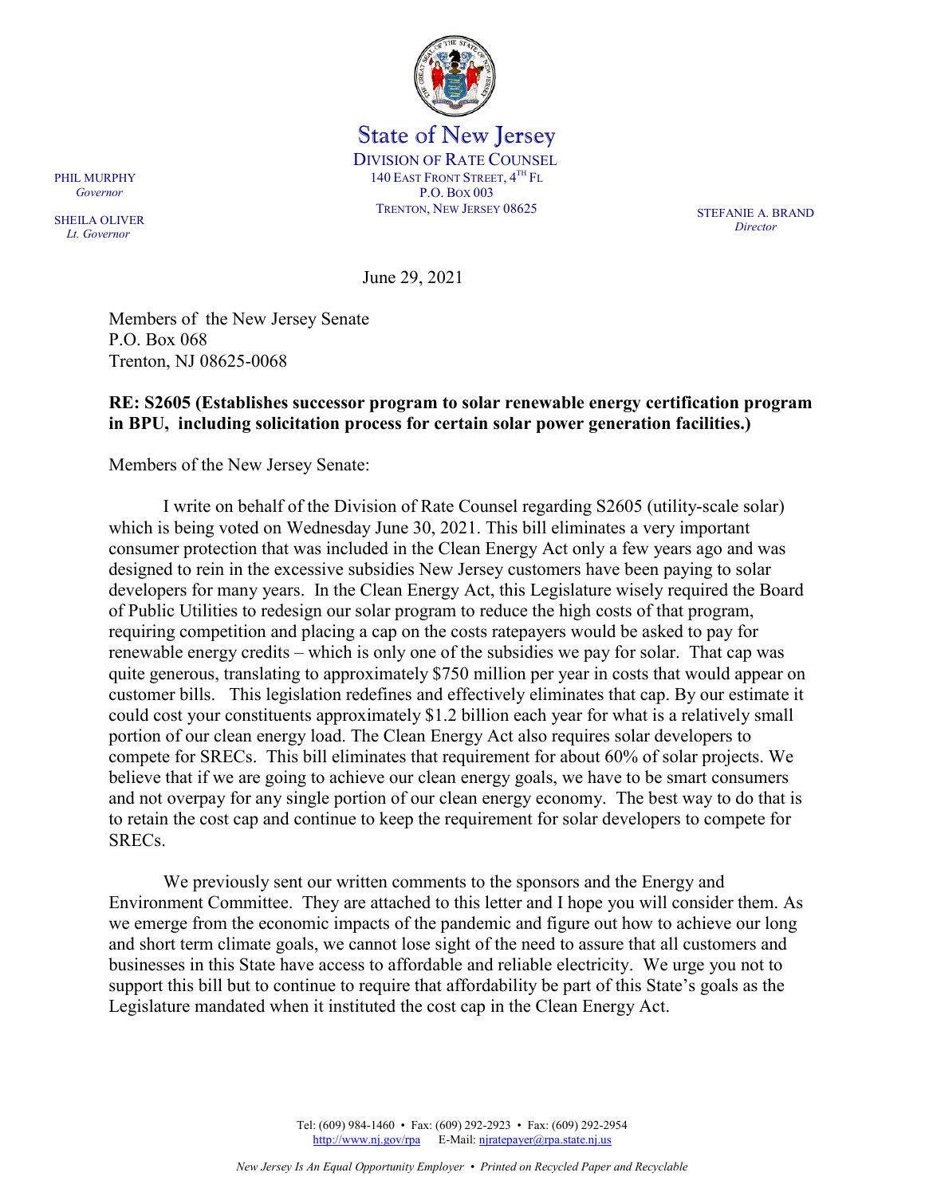State of New Jersey

DIVISION OF RATE COUNSEL
140 EAST FRONT STREET, 4TH FL
P.O. BOX 003
TRENTON, NEW JERSEY 08625

PHIL MURPHY
*Governor*

SHEILA OLIVER
*Lt. Governor*

STEFANIE A. BRAND
*Director*

June 29, 2021

Members of the New Jersey Senate
P.O. Box 068
Trenton, NJ 08625-0068

**RE: S2605 (Establishes successor program to solar renewable energy certification program in BPU, including solicitation process for certain solar power generation facilities.)**

Members of the New Jersey Senate:

I write on behalf of the Division of Rate Counsel regarding S2605 (utility-scale solar) which is being voted on Wednesday June 30, 2021. This bill eliminates a very important consumer protection that was included in the Clean Energy Act only a few years ago and was designed to rein in the excessive subsidies New Jersey customers have been paying to solar developers for many years. In the Clean Energy Act, this Legislature wisely required the Board of Public Utilities to redesign our solar program to reduce the high costs of that program, requiring competition and placing a cap on the costs ratepayers would be asked to pay for renewable energy credits – which is only one of the subsidies we pay for solar. That cap was quite generous, translating to approximately $750 million per year in costs that would appear on customer bills. This legislation redefines and effectively eliminates that cap. By our estimate it could cost your constituents approximately $1.2 billion each year for what is a relatively small portion of our clean energy load. The Clean Energy Act also requires solar developers to compete for SRECs. This bill eliminates that requirement for about 60% of solar projects. We believe that if we are going to achieve our clean energy goals, we have to be smart consumers and not overpay for any single portion of our clean energy economy. The best way to do that is to retain the cost cap and continue to keep the requirement for solar developers to compete for SRECs.

We previously sent our written comments to the sponsors and the Energy and Environment Committee. They are attached to this letter and I hope you will consider them. As we emerge from the economic impacts of the pandemic and figure out how to achieve our long and short term climate goals, we cannot lose sight of the need to assure that all customers and businesses in this State have access to affordable and reliable electricity. We urge you not to support this bill but to continue to require that affordability be part of this State's goals as the Legislature mandated when it instituted the cost cap in the Clean Energy Act.

Tel: (609) 984-1460 • Fax: (609) 292-2923 • Fax: (609) 292-2954
http://www.nj.gov/rpa E-Mail: njratepayer@rpa.state.nj.us

*New Jersey Is An Equal Opportunity Employer • Printed on Recycled Paper and Recyclable*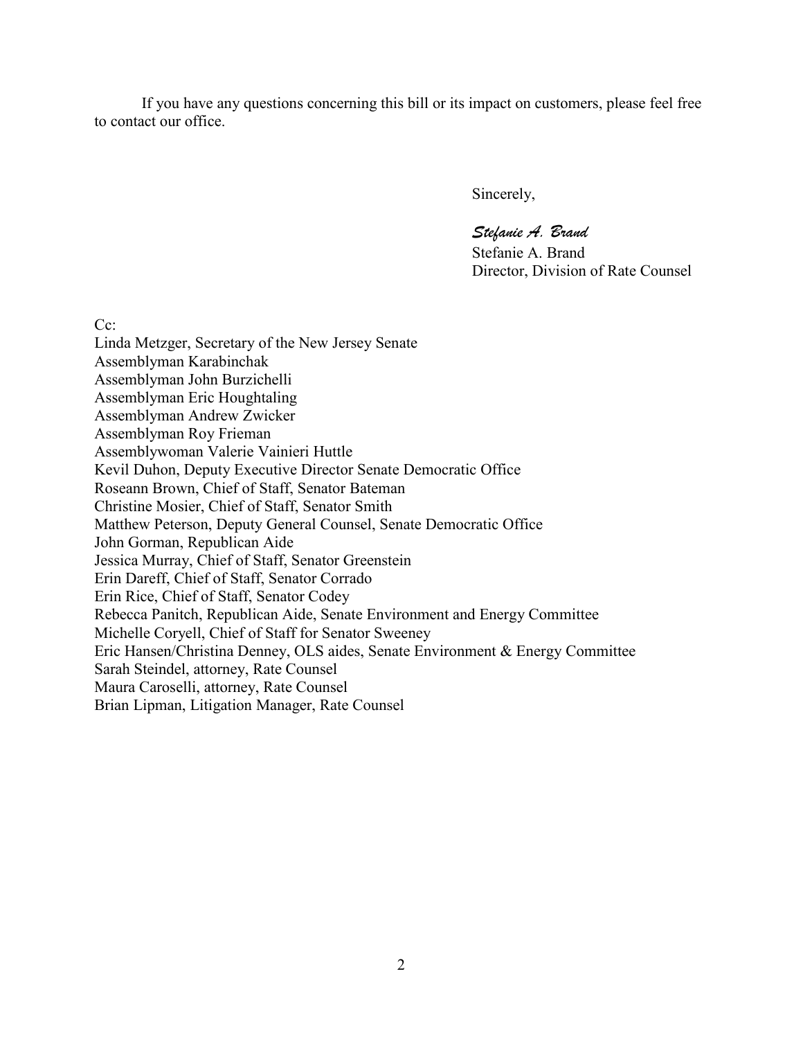If you have any questions concerning this bill or its impact on customers, please feel free to contact our office.

Sincerely,

*Stefanie A. Brand*

Stefanie A. Brand
Director, Division of Rate Counsel

Cc:
Linda Metzger, Secretary of the New Jersey Senate
Assemblyman Karabinchak
Assemblyman John Burzichelli
Assemblyman Eric Houghtaling
Assemblyman Andrew Zwicker
Assemblyman Roy Frieman
Assemblywoman Valerie Vainieri Huttle
Kevil Duhon, Deputy Executive Director Senate Democratic Office
Roseann Brown, Chief of Staff, Senator Bateman
Christine Mosier, Chief of Staff, Senator Smith
Matthew Peterson, Deputy General Counsel, Senate Democratic Office
John Gorman, Republican Aide
Jessica Murray, Chief of Staff, Senator Greenstein
Erin Dareff, Chief of Staff, Senator Corrado
Erin Rice, Chief of Staff, Senator Codey
Rebecca Panitch, Republican Aide, Senate Environment and Energy Committee
Michelle Coryell, Chief of Staff for Senator Sweeney
Eric Hansen/Christina Denney, OLS aides, Senate Environment & Energy Committee
Sarah Steindel, attorney, Rate Counsel
Maura Caroselli, attorney, Rate Counsel
Brian Lipman, Litigation Manager, Rate Counsel